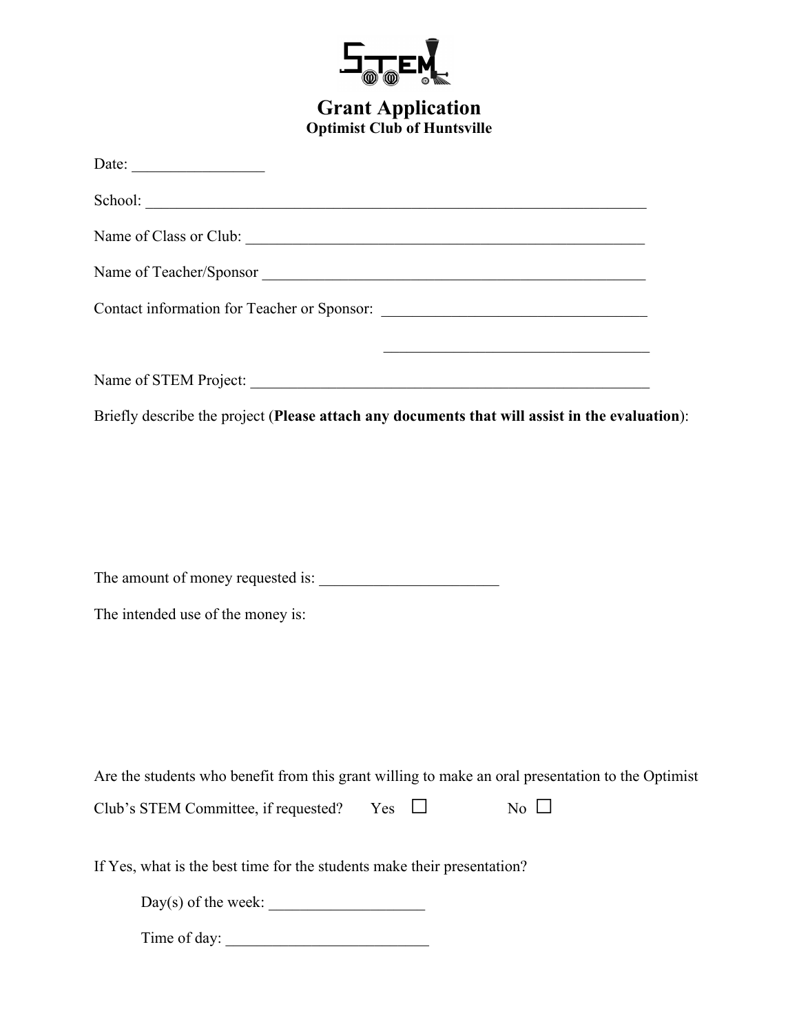# Grant Application

**Optimist Club of Huntsville**

Date: _________________

School: ______________________________________________________________________

Name of Class or Club: ______________________________________________________

Name of Teacher/Sponsor ____________________________________________________

Contact information for Teacher or Sponsor: __________________________________

__________________________________

Name of STEM Project: ______________________________________________________

Briefly describe the project (**Please attach any documents that will assist in the evaluation**):

The amount of money requested is: _______________________

The intended use of the money is:

Are the students who benefit from this grant willing to make an oral presentation to the Optimist Club's STEM Committee, if requested? Yes ☐ No ☐

If Yes, what is the best time for the students make their presentation?

Day(s) of the week: ___________________

Time of day: __________________________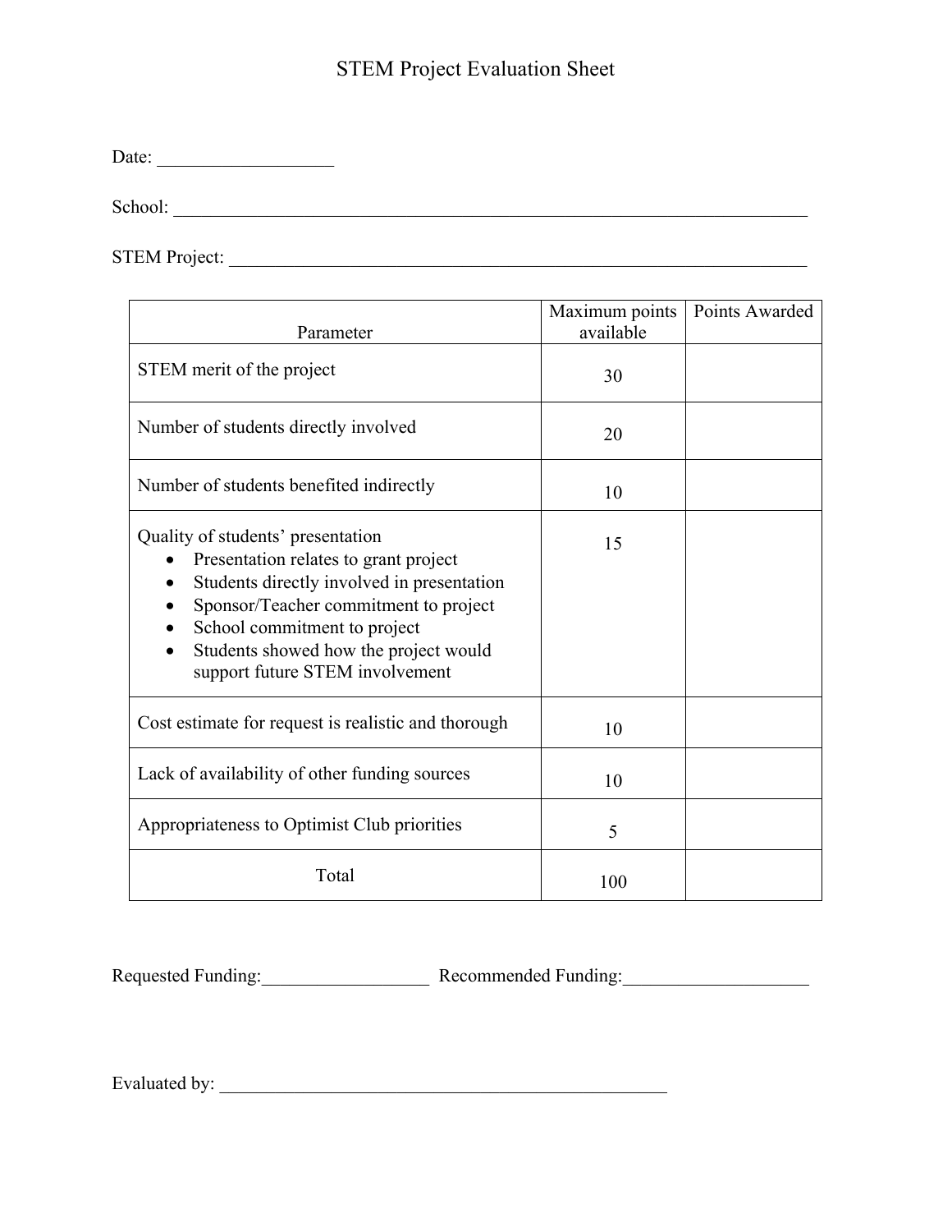# STEM Project Evaluation Sheet

Date: ___________________

School: ___________________________________________________________________________

STEM Project: _____________________________________________________________________

| Parameter | Maximum points available | Points Awarded |
|---|---|---|
| STEM merit of the project | 30 | |
| Number of students directly involved | 20 | |
| Number of students benefited indirectly | 10 | |
| Quality of students' presentation<br>• Presentation relates to grant project<br>• Students directly involved in presentation<br>• Sponsor/Teacher commitment to project<br>• School commitment to project<br>• Students showed how the project would support future STEM involvement | 15 | |
| Cost estimate for request is realistic and thorough | 10 | |
| Lack of availability of other funding sources | 10 | |
| Appropriateness to Optimist Club priorities | 5 | |
| Total | 100 | |

Requested Funding:__________________ Recommended Funding:____________________

Evaluated by: ____________________________________________________